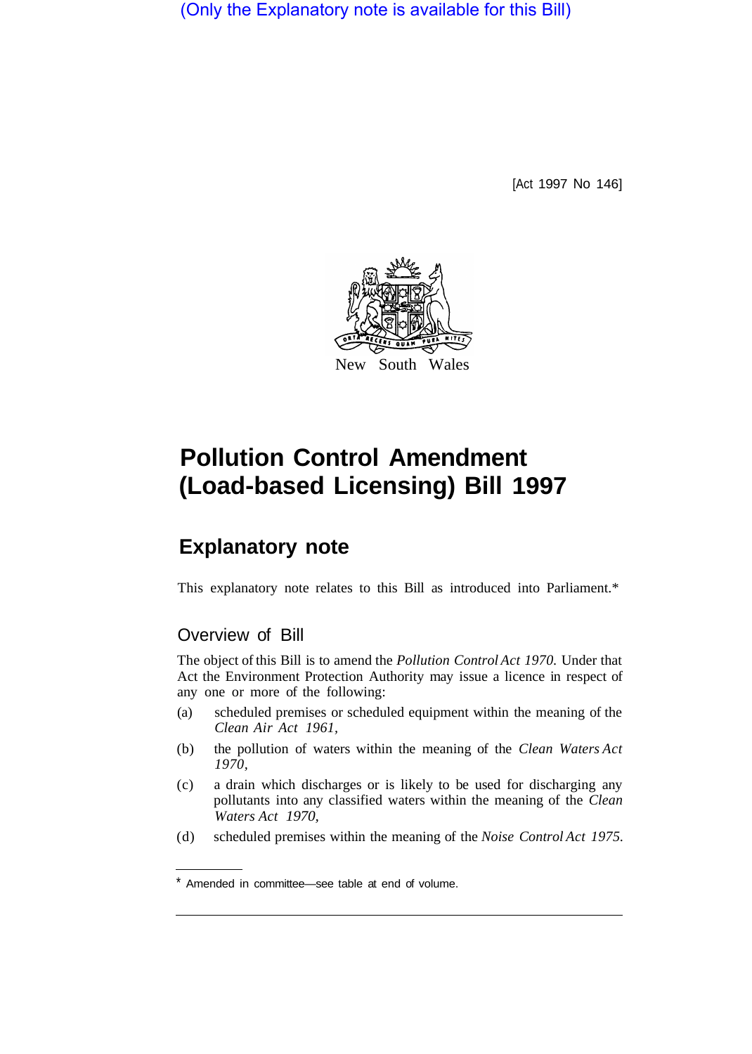(Only the Explanatory note is available for this Bill)

[Act 1997 No 146]

New South Wales

# Pollution Control Amendment (Load-based Licensing) Bill 1997

## Explanatory note

This explanatory note relates to this Bill as introduced into Parliament.*

### Overview of Bill

The object of this Bill is to amend the *Pollution Control Act 1970*. Under that Act the Environment Protection Authority may issue a licence in respect of any one or more of the following:

(a) scheduled premises or scheduled equipment within the meaning of the *Clean Air Act 1961*,

(b) the pollution of waters within the meaning of the *Clean Waters Act 1970*,

(c) a drain which discharges or is likely to be used for discharging any pollutants into any classified waters within the meaning of the *Clean Waters Act 1970*,

(d) scheduled premises within the meaning of the *Noise Control Act 1975*.

* Amended in committee—see table at end of volume.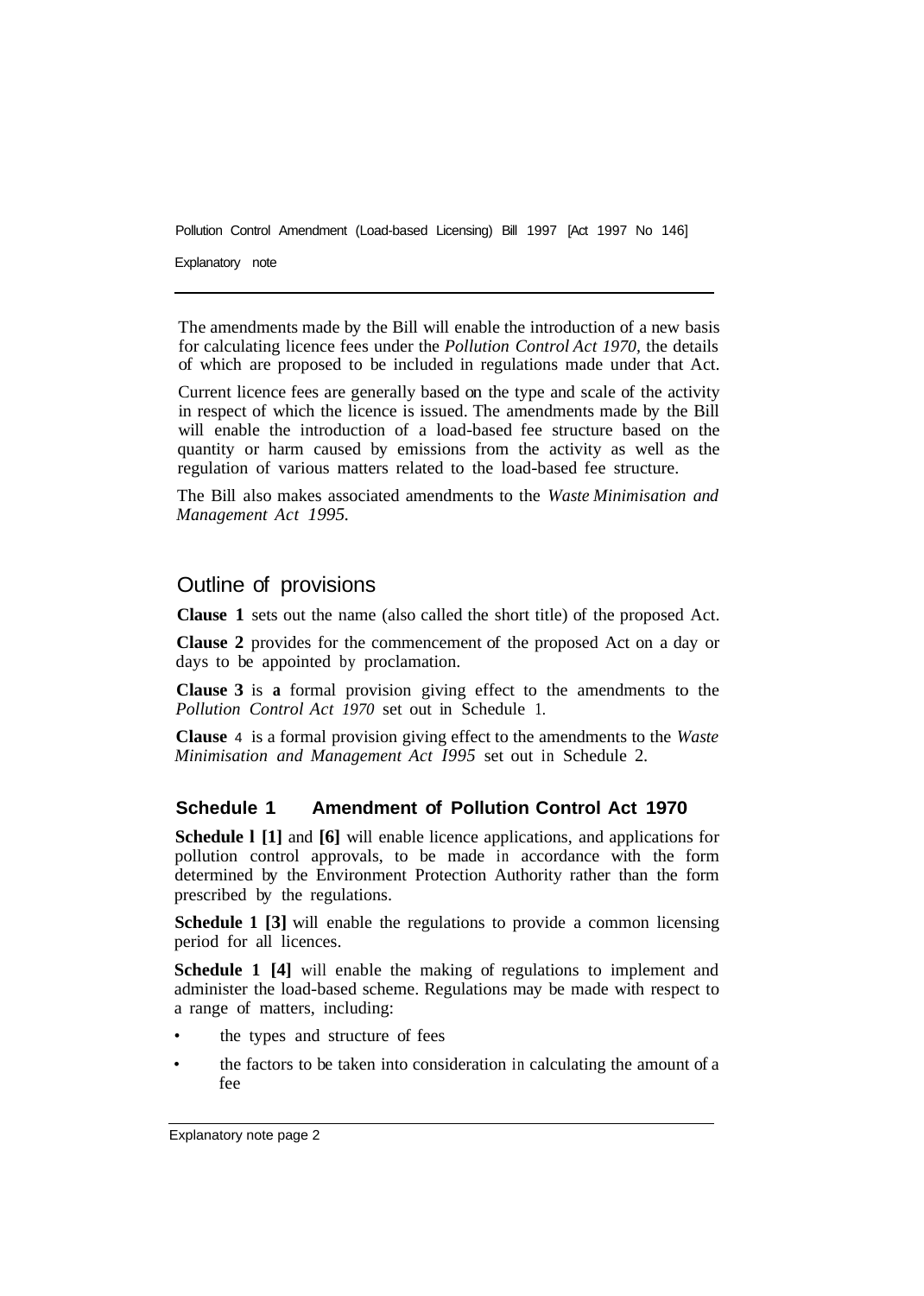The amendments made by the Bill will enable the introduction of a new basis for calculating licence fees under the *Pollution Control Act 1970*, the details of which are proposed to be included in regulations made under that Act.

Current licence fees are generally based on the type and scale of the activity in respect of which the licence is issued. The amendments made by the Bill will enable the introduction of a load-based fee structure based on the quantity or harm caused by emissions from the activity as well as the regulation of various matters related to the load-based fee structure.

The Bill also makes associated amendments to the *Waste Minimisation and Management Act 1995.*

## Outline of provisions

**Clause 1** sets out the name (also called the short title) of the proposed Act.

**Clause 2** provides for the commencement of the proposed Act on a day or days to be appointed by proclamation.

**Clause 3** is **a** formal provision giving effect to the amendments to the *Pollution Control Act 1970* set out in Schedule 1.

**Clause** 4 is a formal provision giving effect to the amendments to the *Waste Minimisation and Management Act 1995* set out in Schedule 2.

### Schedule 1 Amendment of Pollution Control Act 1970

**Schedule 1 [1]** and **[6]** will enable licence applications, and applications for pollution control approvals, to be made in accordance with the form determined by the Environment Protection Authority rather than the form prescribed by the regulations.

**Schedule 1 [3]** will enable the regulations to provide a common licensing period for all licences.

**Schedule 1 [4]** will enable the making of regulations to implement and administer the load-based scheme. Regulations may be made with respect to a range of matters, including:

- the types and structure of fees
- the factors to be taken into consideration in calculating the amount of a fee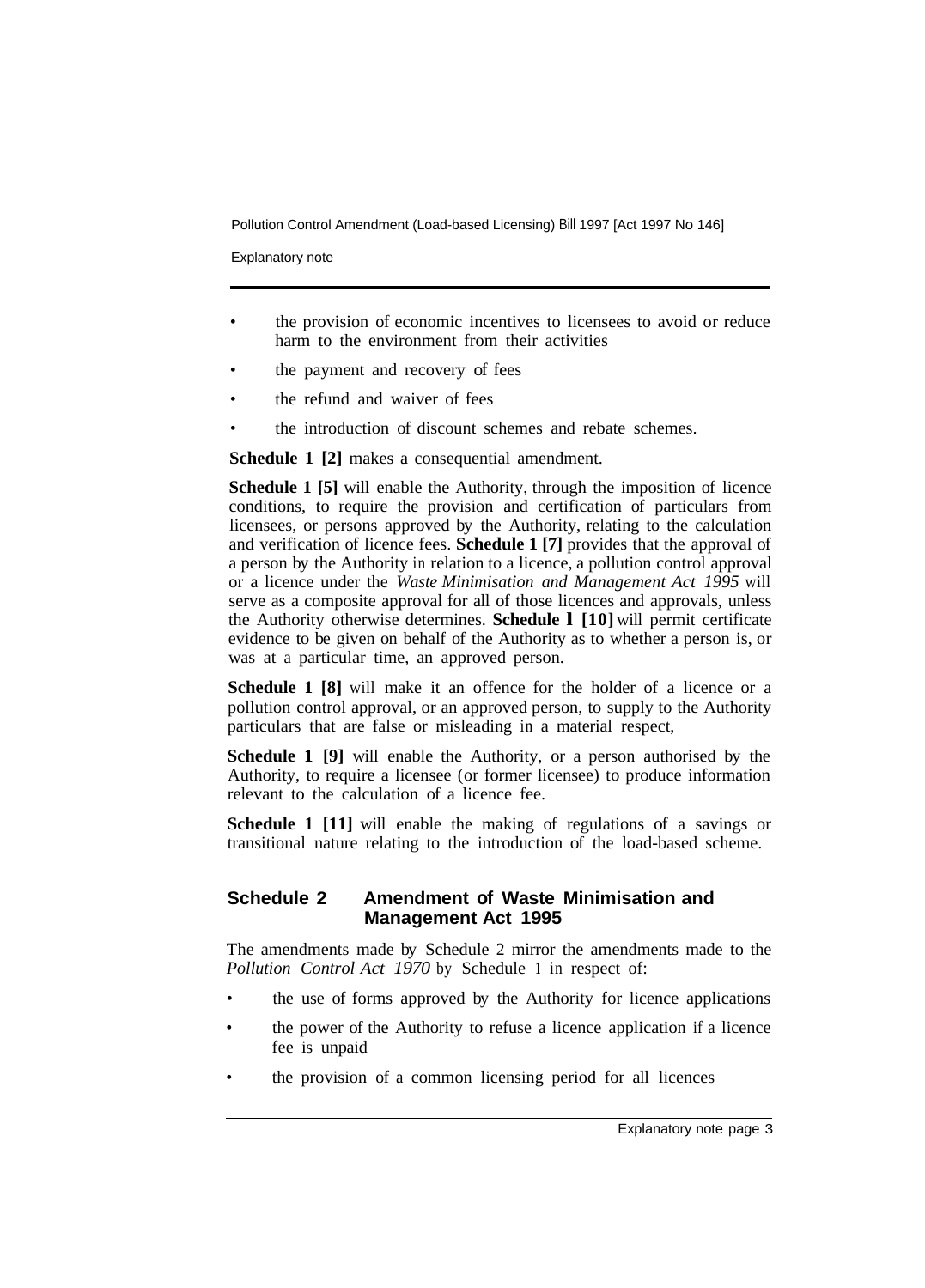- the provision of economic incentives to licensees to avoid or reduce harm to the environment from their activities
- the payment and recovery of fees
- the refund and waiver of fees
- the introduction of discount schemes and rebate schemes.

**Schedule 1 [2]** makes a consequential amendment.

**Schedule 1 [5]** will enable the Authority, through the imposition of licence conditions, to require the provision and certification of particulars from licensees, or persons approved by the Authority, relating to the calculation and verification of licence fees. **Schedule 1 [7]** provides that the approval of a person by the Authority in relation to a licence, a pollution control approval or a licence under the *Waste Minimisation and Management Act 1995* will serve as a composite approval for all of those licences and approvals, unless the Authority otherwise determines. **Schedule 1 [10]** will permit certificate evidence to be given on behalf of the Authority as to whether a person is, or was at a particular time, an approved person.

**Schedule 1 [8]** will make it an offence for the holder of a licence or a pollution control approval, or an approved person, to supply to the Authority particulars that are false or misleading in a material respect,

**Schedule 1 [9]** will enable the Authority, or a person authorised by the Authority, to require a licensee (or former licensee) to produce information relevant to the calculation of a licence fee.

**Schedule 1 [11]** will enable the making of regulations of a savings or transitional nature relating to the introduction of the load-based scheme.

## Schedule 2 Amendment of Waste Minimisation and Management Act 1995

The amendments made by Schedule 2 mirror the amendments made to the *Pollution Control Act 1970* by Schedule 1 in respect of:

- the use of forms approved by the Authority for licence applications
- the power of the Authority to refuse a licence application if a licence fee is unpaid
- the provision of a common licensing period for all licences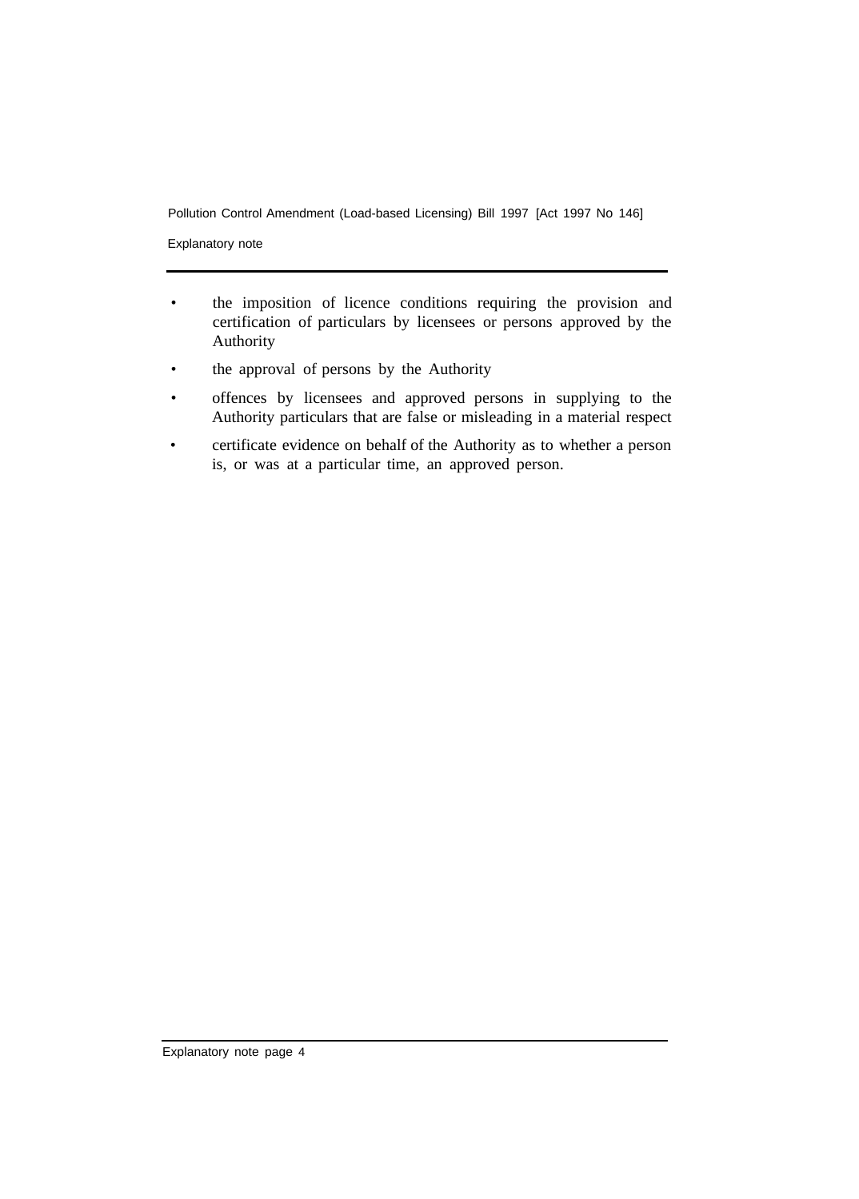- the imposition of licence conditions requiring the provision and certification of particulars by licensees or persons approved by the Authority
- the approval of persons by the Authority
- offences by licensees and approved persons in supplying to the Authority particulars that are false or misleading in a material respect
- certificate evidence on behalf of the Authority as to whether a person is, or was at a particular time, an approved person.